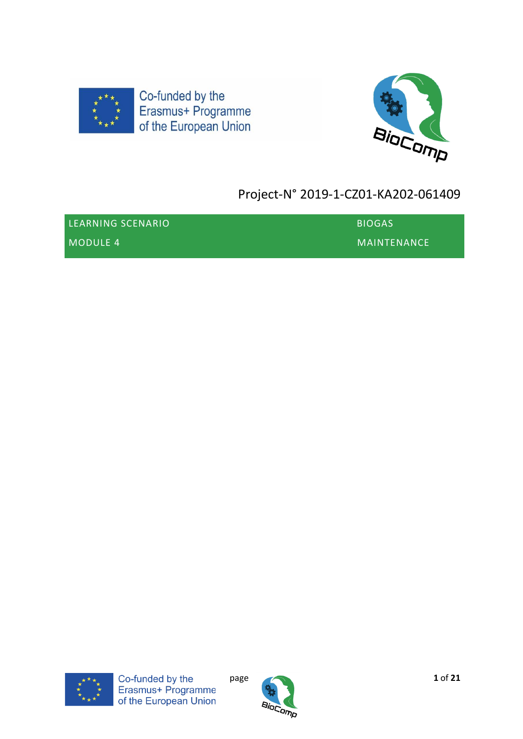Co-funded by the Erasmus+ Programme of the European Union

Project-N° 2019-1-CZ01-KA202-061409

| LEARNING SCENARIO | BIOGAS |
|---|---|
| MODULE 4 | MAINTENANCE |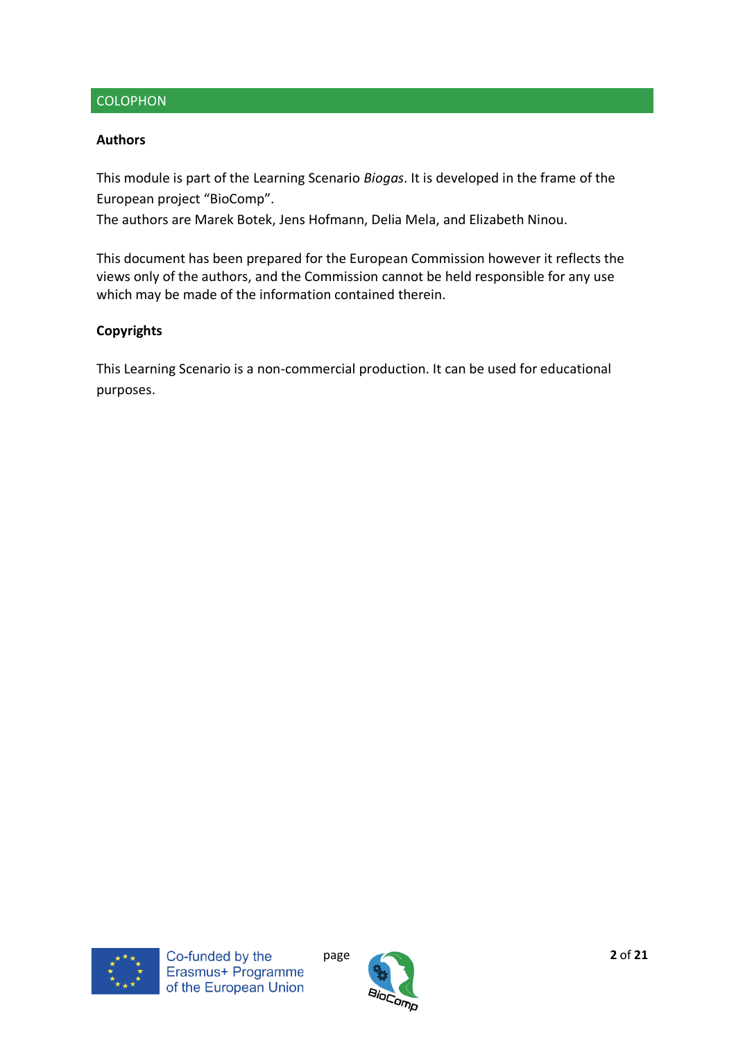## COLOPHON

**Authors**

This module is part of the Learning Scenario *Biogas*. It is developed in the frame of the European project "BioComp".
The authors are Marek Botek, Jens Hofmann, Delia Mela, and Elizabeth Ninou.

This document has been prepared for the European Commission however it reflects the views only of the authors, and the Commission cannot be held responsible for any use which may be made of the information contained therein.

**Copyrights**

This Learning Scenario is a non-commercial production. It can be used for educational purposes.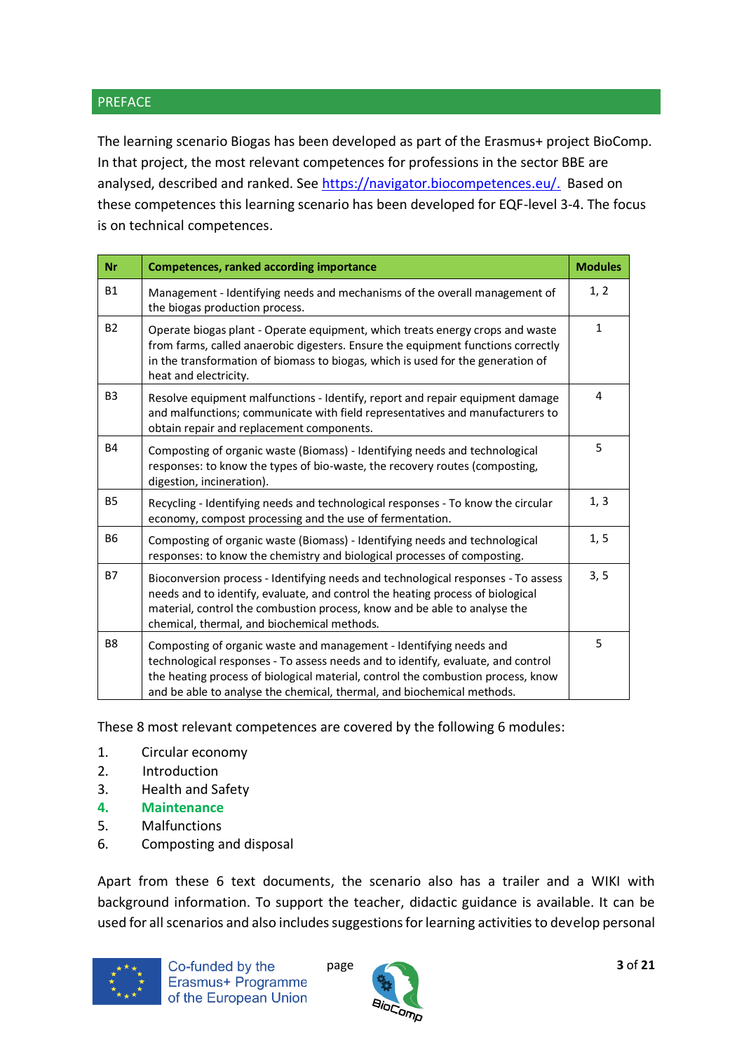## PREFACE

The learning scenario Biogas has been developed as part of the Erasmus+ project BioComp. In that project, the most relevant competences for professions in the sector BBE are analysed, described and ranked. See https://navigator.biocompetences.eu/. Based on these competences this learning scenario has been developed for EQF-level 3-4. The focus is on technical competences.

| Nr | Competences, ranked according importance | Modules |
|---|---|---|
| B1 | Management - Identifying needs and mechanisms of the overall management of the biogas production process. | 1, 2 |
| B2 | Operate biogas plant - Operate equipment, which treats energy crops and waste from farms, called anaerobic digesters. Ensure the equipment functions correctly in the transformation of biomass to biogas, which is used for the generation of heat and electricity. | 1 |
| B3 | Resolve equipment malfunctions - Identify, report and repair equipment damage and malfunctions; communicate with field representatives and manufacturers to obtain repair and replacement components. | 4 |
| B4 | Composting of organic waste (Biomass) - Identifying needs and technological responses: to know the types of bio-waste, the recovery routes (composting, digestion, incineration). | 5 |
| B5 | Recycling - Identifying needs and technological responses - To know the circular economy, compost processing and the use of fermentation. | 1, 3 |
| B6 | Composting of organic waste (Biomass) - Identifying needs and technological responses: to know the chemistry and biological processes of composting. | 1, 5 |
| B7 | Bioconversion process - Identifying needs and technological responses - To assess needs and to identify, evaluate, and control the heating process of biological material, control the combustion process, know and be able to analyse the chemical, thermal, and biochemical methods. | 3, 5 |
| B8 | Composting of organic waste and management - Identifying needs and technological responses - To assess needs and to identify, evaluate, and control the heating process of biological material, control the combustion process, know and be able to analyse the chemical, thermal, and biochemical methods. | 5 |

These 8 most relevant competences are covered by the following 6 modules:

1. Circular economy
2. Introduction
3. Health and Safety
4. **Maintenance**
5. Malfunctions
6. Composting and disposal

Apart from these 6 text documents, the scenario also has a trailer and a WIKI with background information. To support the teacher, didactic guidance is available. It can be used for all scenarios and also includes suggestions for learning activities to develop personal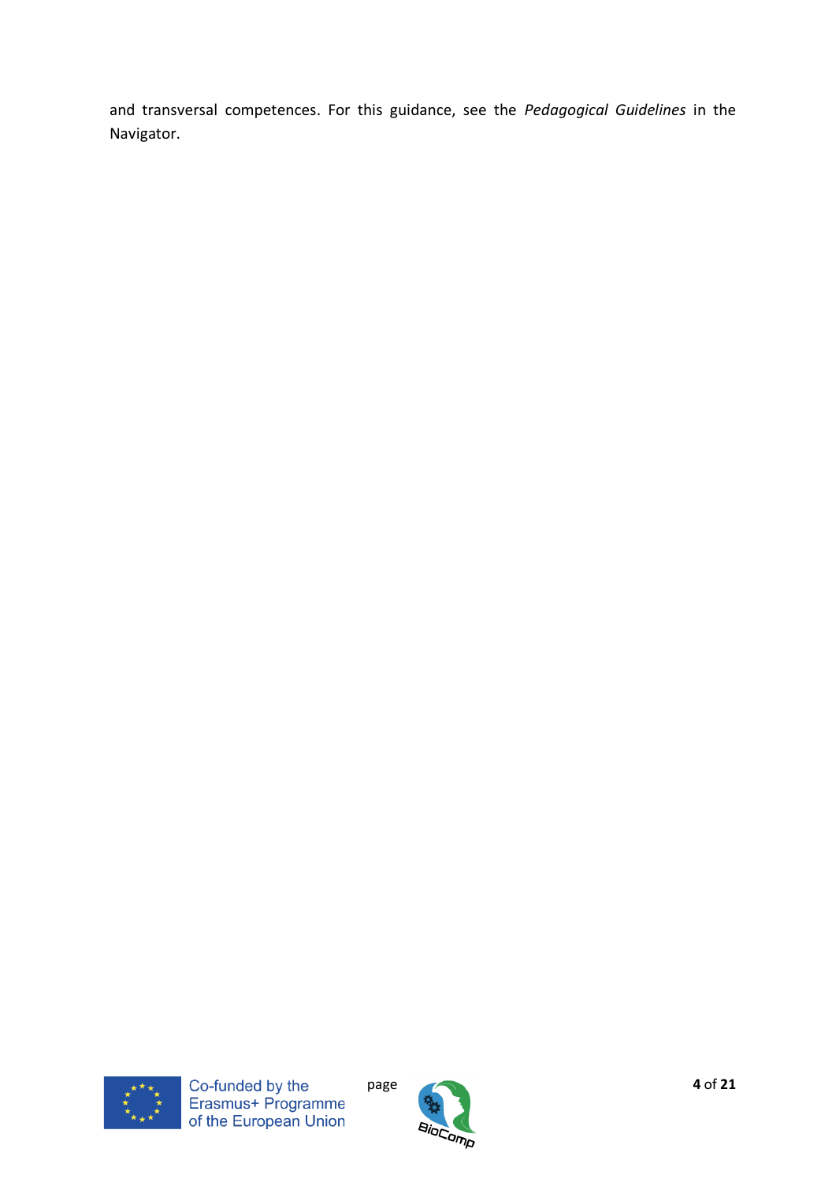and transversal competences. For this guidance, see the *Pedagogical Guidelines* in the Navigator.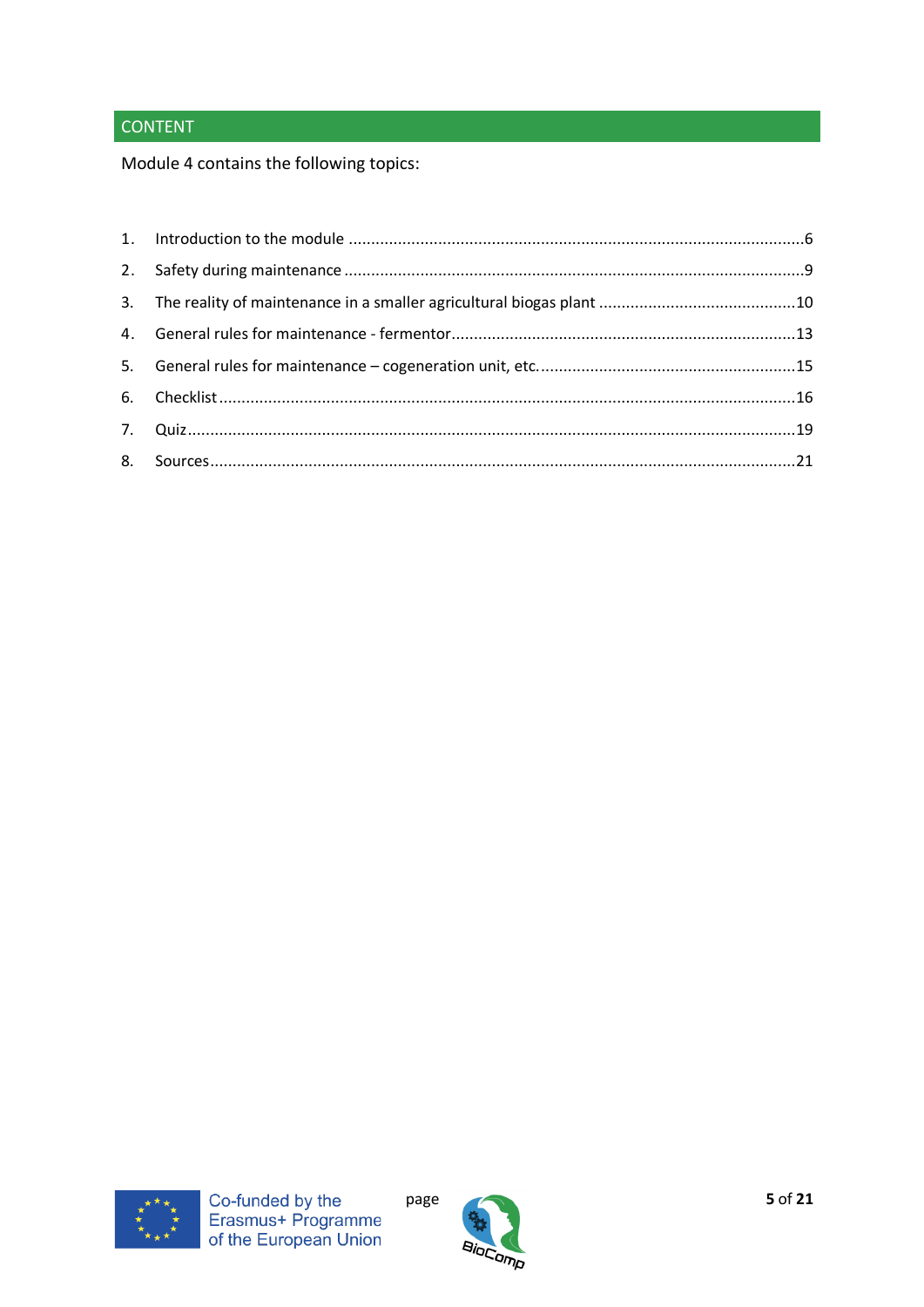## CONTENT

Module 4 contains the following topics:

1. Introduction to the module ....................................................................................................6
2. Safety during maintenance .....................................................................................................9
3. The reality of maintenance in a smaller agricultural biogas plant ...........................................10
4. General rules for maintenance - fermentor............................................................................13
5. General rules for maintenance – cogeneration unit, etc. ........................................................15
6. Checklist ...............................................................................................................................16
7. Quiz......................................................................................................................................19
8. Sources.................................................................................................................................21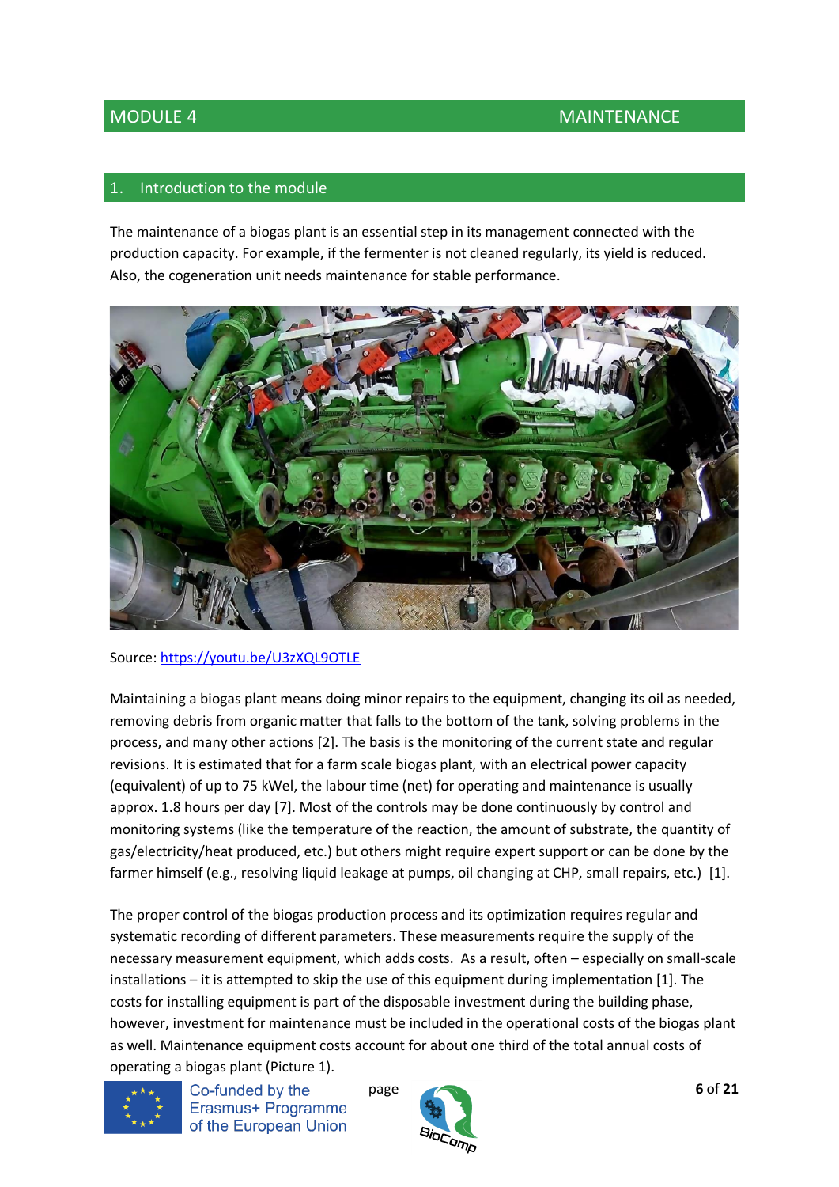# MODULE 4 MAINTENANCE

## 1. Introduction to the module

The maintenance of a biogas plant is an essential step in its management connected with the production capacity. For example, if the fermenter is not cleaned regularly, its yield is reduced. Also, the cogeneration unit needs maintenance for stable performance.

Source: https://youtu.be/U3zXQL9OTLE

Maintaining a biogas plant means doing minor repairs to the equipment, changing its oil as needed, removing debris from organic matter that falls to the bottom of the tank, solving problems in the process, and many other actions [2]. The basis is the monitoring of the current state and regular revisions. It is estimated that for a farm scale biogas plant, with an electrical power capacity (equivalent) of up to 75 kWel, the labour time (net) for operating and maintenance is usually approx. 1.8 hours per day [7]. Most of the controls may be done continuously by control and monitoring systems (like the temperature of the reaction, the amount of substrate, the quantity of gas/electricity/heat produced, etc.) but others might require expert support or can be done by the farmer himself (e.g., resolving liquid leakage at pumps, oil changing at CHP, small repairs, etc.) [1].

The proper control of the biogas production process and its optimization requires regular and systematic recording of different parameters. These measurements require the supply of the necessary measurement equipment, which adds costs. As a result, often – especially on small-scale installations – it is attempted to skip the use of this equipment during implementation [1]. The costs for installing equipment is part of the disposable investment during the building phase, however, investment for maintenance must be included in the operational costs of the biogas plant as well. Maintenance equipment costs account for about one third of the total annual costs of operating a biogas plant (Picture 1).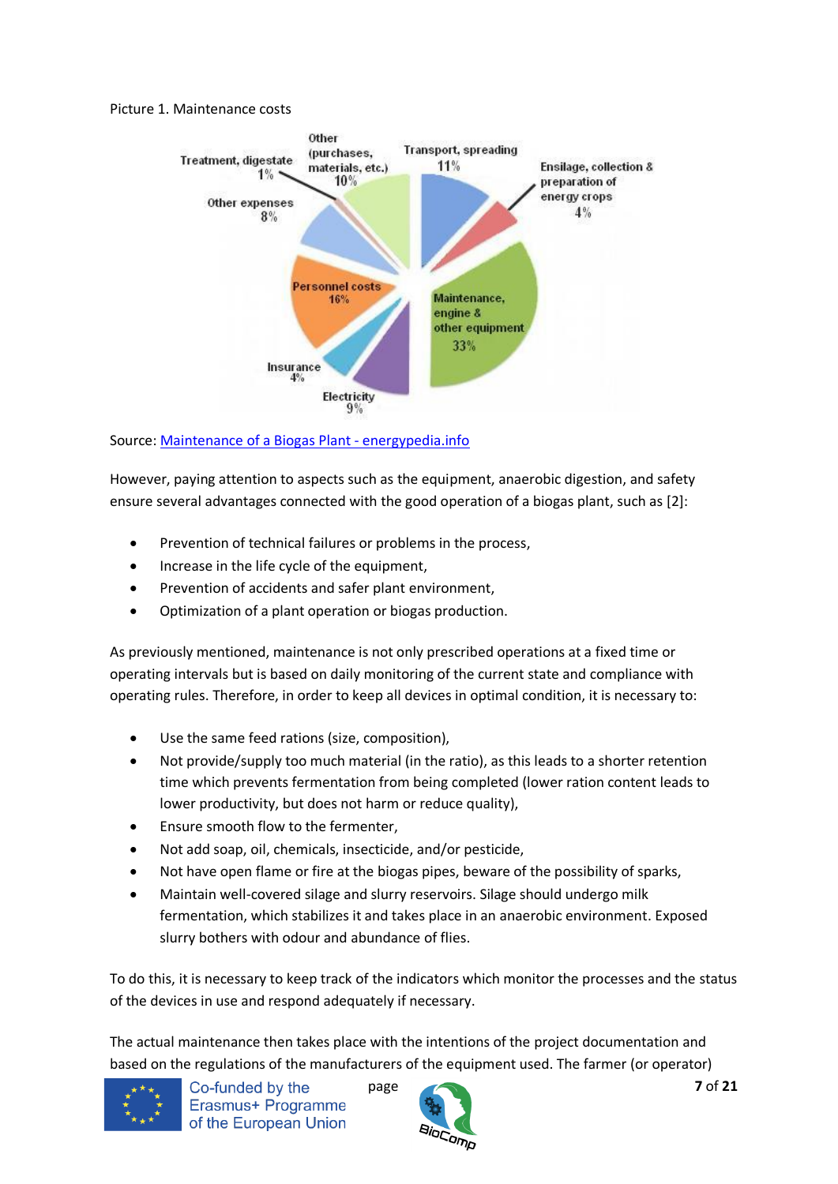Picture 1. Maintenance costs

Source: [Maintenance of a Biogas Plant - energypedia.info](https://energypedia.info)

However, paying attention to aspects such as the equipment, anaerobic digestion, and safety ensure several advantages connected with the good operation of a biogas plant, such as [2]:

- Prevention of technical failures or problems in the process,
- Increase in the life cycle of the equipment,
- Prevention of accidents and safer plant environment,
- Optimization of a plant operation or biogas production.

As previously mentioned, maintenance is not only prescribed operations at a fixed time or operating intervals but is based on daily monitoring of the current state and compliance with operating rules. Therefore, in order to keep all devices in optimal condition, it is necessary to:

- Use the same feed rations (size, composition),
- Not provide/supply too much material (in the ratio), as this leads to a shorter retention time which prevents fermentation from being completed (lower ration content leads to lower productivity, but does not harm or reduce quality),
- Ensure smooth flow to the fermenter,
- Not add soap, oil, chemicals, insecticide, and/or pesticide,
- Not have open flame or fire at the biogas pipes, beware of the possibility of sparks,
- Maintain well-covered silage and slurry reservoirs. Silage should undergo milk fermentation, which stabilizes it and takes place in an anaerobic environment. Exposed slurry bothers with odour and abundance of flies.

To do this, it is necessary to keep track of the indicators which monitor the processes and the status of the devices in use and respond adequately if necessary.

The actual maintenance then takes place with the intentions of the project documentation and based on the regulations of the manufacturers of the equipment used. The farmer (or operator)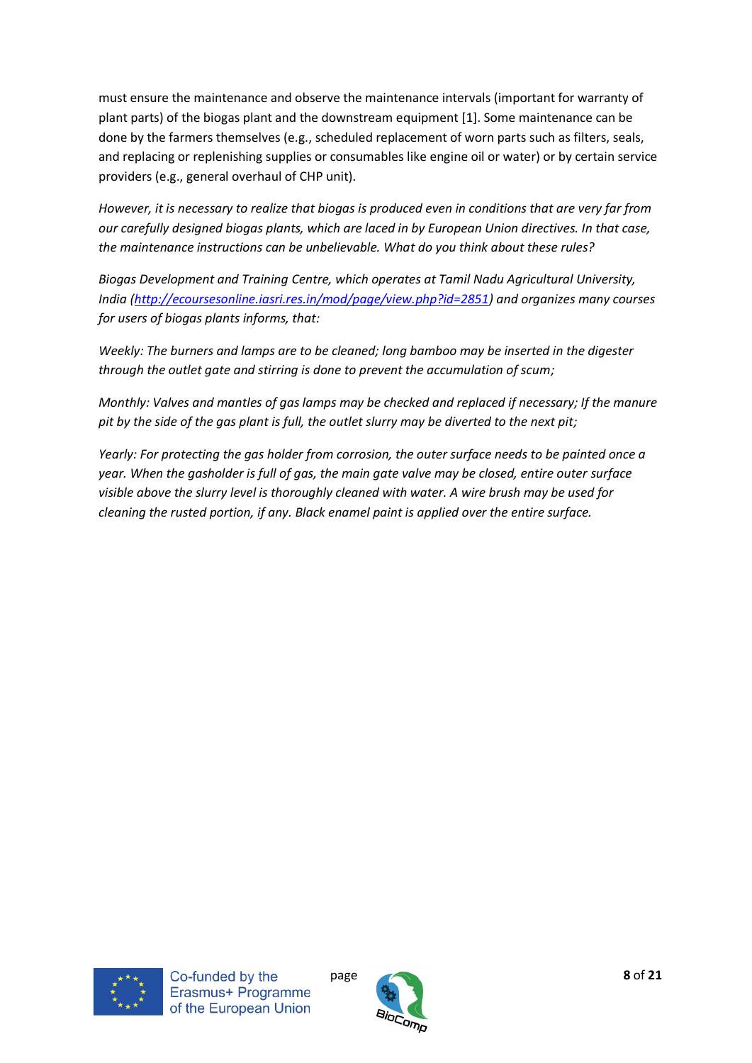must ensure the maintenance and observe the maintenance intervals (important for warranty of plant parts) of the biogas plant and the downstream equipment [1]. Some maintenance can be done by the farmers themselves (e.g., scheduled replacement of worn parts such as filters, seals, and replacing or replenishing supplies or consumables like engine oil or water) or by certain service providers (e.g., general overhaul of CHP unit).

*However, it is necessary to realize that biogas is produced even in conditions that are very far from our carefully designed biogas plants, which are laced in by European Union directives. In that case, the maintenance instructions can be unbelievable. What do you think about these rules?*

*Biogas Development and Training Centre, which operates at Tamil Nadu Agricultural University, India (http://ecoursesonline.iasri.res.in/mod/page/view.php?id=2851) and organizes many courses for users of biogas plants informs, that:*

*Weekly: The burners and lamps are to be cleaned; long bamboo may be inserted in the digester through the outlet gate and stirring is done to prevent the accumulation of scum;*

*Monthly: Valves and mantles of gas lamps may be checked and replaced if necessary; If the manure pit by the side of the gas plant is full, the outlet slurry may be diverted to the next pit;*

*Yearly: For protecting the gas holder from corrosion, the outer surface needs to be painted once a year. When the gasholder is full of gas, the main gate valve may be closed, entire outer surface visible above the slurry level is thoroughly cleaned with water. A wire brush may be used for cleaning the rusted portion, if any. Black enamel paint is applied over the entire surface.*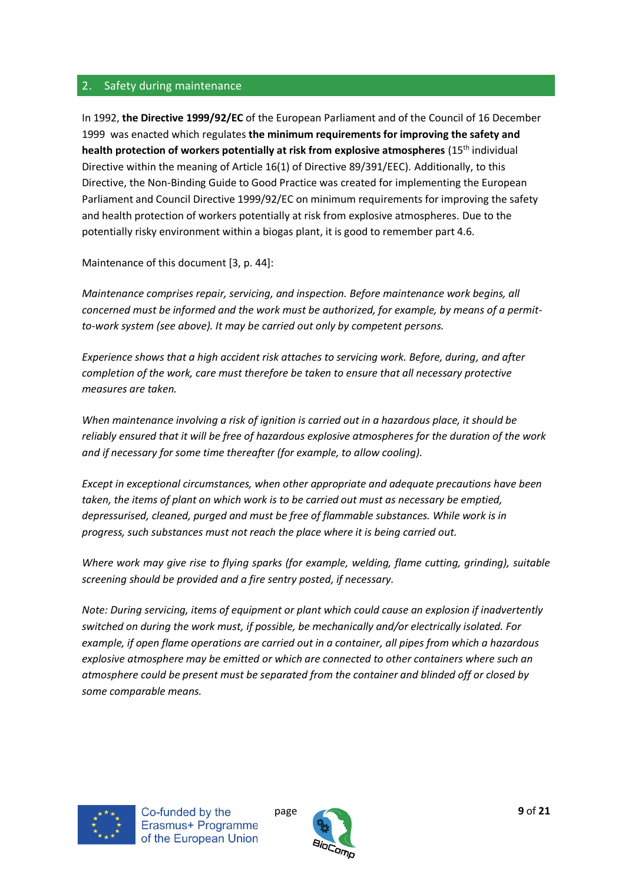## 2. Safety during maintenance

In 1992, **the Directive 1999/92/EC** of the European Parliament and of the Council of 16 December 1999 was enacted which regulates **the minimum requirements for improving the safety and health protection of workers potentially at risk from explosive atmospheres** (15th individual Directive within the meaning of Article 16(1) of Directive 89/391/EEC). Additionally, to this Directive, the Non-Binding Guide to Good Practice was created for implementing the European Parliament and Council Directive 1999/92/EC on minimum requirements for improving the safety and health protection of workers potentially at risk from explosive atmospheres. Due to the potentially risky environment within a biogas plant, it is good to remember part 4.6.

Maintenance of this document [3, p. 44]:

*Maintenance comprises repair, servicing, and inspection. Before maintenance work begins, all concerned must be informed and the work must be authorized, for example, by means of a permit-to-work system (see above). It may be carried out only by competent persons.*

*Experience shows that a high accident risk attaches to servicing work. Before, during, and after completion of the work, care must therefore be taken to ensure that all necessary protective measures are taken.*

*When maintenance involving a risk of ignition is carried out in a hazardous place, it should be reliably ensured that it will be free of hazardous explosive atmospheres for the duration of the work and if necessary for some time thereafter (for example, to allow cooling).*

*Except in exceptional circumstances, when other appropriate and adequate precautions have been taken, the items of plant on which work is to be carried out must as necessary be emptied, depressurised, cleaned, purged and must be free of flammable substances. While work is in progress, such substances must not reach the place where it is being carried out.*

*Where work may give rise to flying sparks (for example, welding, flame cutting, grinding), suitable screening should be provided and a fire sentry posted, if necessary.*

*Note: During servicing, items of equipment or plant which could cause an explosion if inadvertently switched on during the work must, if possible, be mechanically and/or electrically isolated. For example, if open flame operations are carried out in a container, all pipes from which a hazardous explosive atmosphere may be emitted or which are connected to other containers where such an atmosphere could be present must be separated from the container and blinded off or closed by some comparable means.*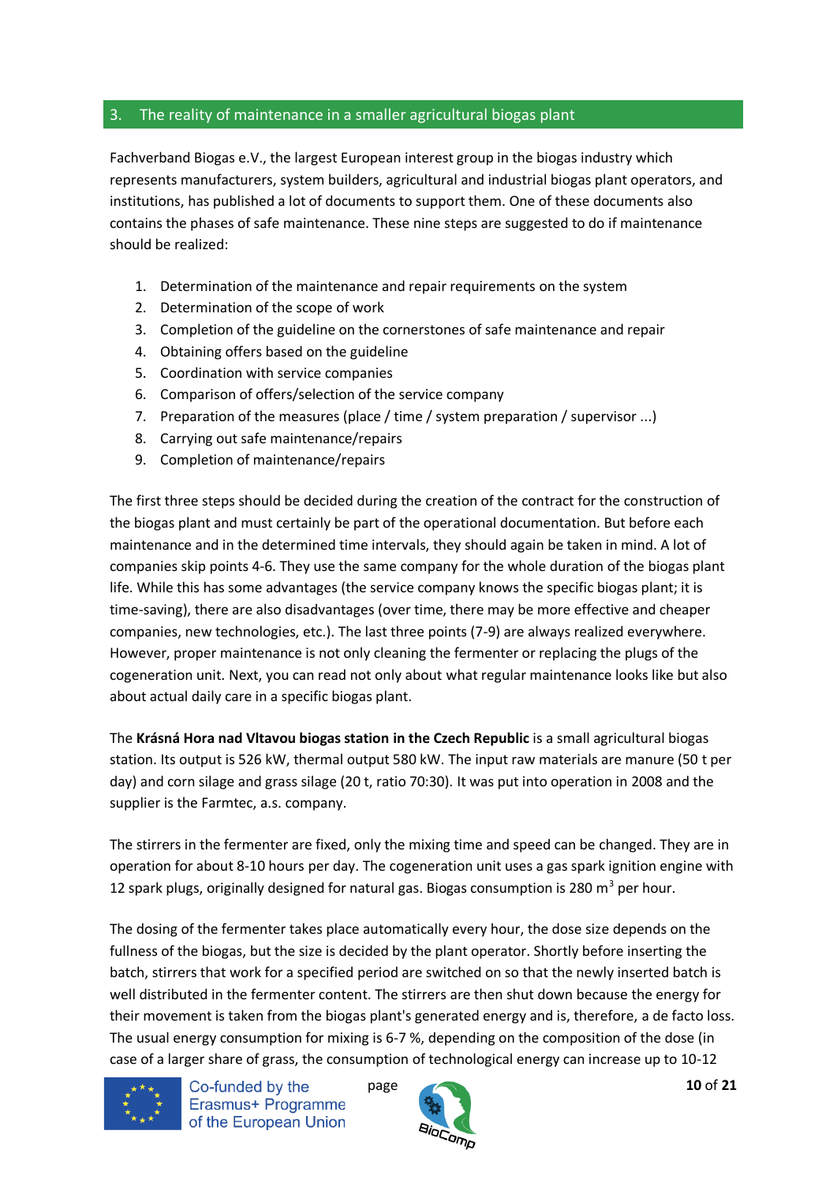## 3. The reality of maintenance in a smaller agricultural biogas plant

Fachverband Biogas e.V., the largest European interest group in the biogas industry which represents manufacturers, system builders, agricultural and industrial biogas plant operators, and institutions, has published a lot of documents to support them. One of these documents also contains the phases of safe maintenance. These nine steps are suggested to do if maintenance should be realized:

1. Determination of the maintenance and repair requirements on the system
2. Determination of the scope of work
3. Completion of the guideline on the cornerstones of safe maintenance and repair
4. Obtaining offers based on the guideline
5. Coordination with service companies
6. Comparison of offers/selection of the service company
7. Preparation of the measures (place / time / system preparation / supervisor ...)
8. Carrying out safe maintenance/repairs
9. Completion of maintenance/repairs

The first three steps should be decided during the creation of the contract for the construction of the biogas plant and must certainly be part of the operational documentation. But before each maintenance and in the determined time intervals, they should again be taken in mind. A lot of companies skip points 4-6. They use the same company for the whole duration of the biogas plant life. While this has some advantages (the service company knows the specific biogas plant; it is time-saving), there are also disadvantages (over time, there may be more effective and cheaper companies, new technologies, etc.). The last three points (7-9) are always realized everywhere. However, proper maintenance is not only cleaning the fermenter or replacing the plugs of the cogeneration unit. Next, you can read not only about what regular maintenance looks like but also about actual daily care in a specific biogas plant.

The **Krásná Hora nad Vltavou biogas station in the Czech Republic** is a small agricultural biogas station. Its output is 526 kW, thermal output 580 kW. The input raw materials are manure (50 t per day) and corn silage and grass silage (20 t, ratio 70:30). It was put into operation in 2008 and the supplier is the Farmtec, a.s. company.

The stirrers in the fermenter are fixed, only the mixing time and speed can be changed. They are in operation for about 8-10 hours per day. The cogeneration unit uses a gas spark ignition engine with 12 spark plugs, originally designed for natural gas. Biogas consumption is 280 $m^3$ per hour.

The dosing of the fermenter takes place automatically every hour, the dose size depends on the fullness of the biogas, but the size is decided by the plant operator. Shortly before inserting the batch, stirrers that work for a specified period are switched on so that the newly inserted batch is well distributed in the fermenter content. The stirrers are then shut down because the energy for their movement is taken from the biogas plant's generated energy and is, therefore, a de facto loss. The usual energy consumption for mixing is 6-7 %, depending on the composition of the dose (in case of a larger share of grass, the consumption of technological energy can increase up to 10-12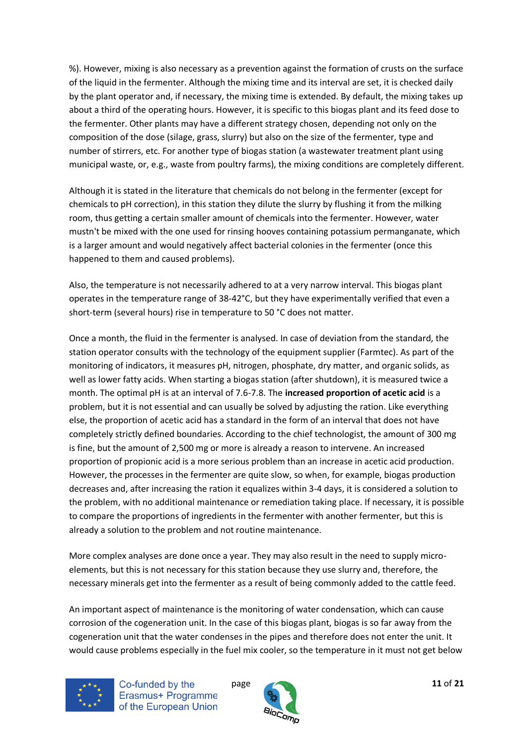%). However, mixing is also necessary as a prevention against the formation of crusts on the surface of the liquid in the fermenter. Although the mixing time and its interval are set, it is checked daily by the plant operator and, if necessary, the mixing time is extended. By default, the mixing takes up about a third of the operating hours. However, it is specific to this biogas plant and its feed dose to the fermenter. Other plants may have a different strategy chosen, depending not only on the composition of the dose (silage, grass, slurry) but also on the size of the fermenter, type and number of stirrers, etc. For another type of biogas station (a wastewater treatment plant using municipal waste, or, e.g., waste from poultry farms), the mixing conditions are completely different.

Although it is stated in the literature that chemicals do not belong in the fermenter (except for chemicals to pH correction), in this station they dilute the slurry by flushing it from the milking room, thus getting a certain smaller amount of chemicals into the fermenter. However, water mustn't be mixed with the one used for rinsing hooves containing potassium permanganate, which is a larger amount and would negatively affect bacterial colonies in the fermenter (once this happened to them and caused problems).

Also, the temperature is not necessarily adhered to at a very narrow interval. This biogas plant operates in the temperature range of 38-42°C, but they have experimentally verified that even a short-term (several hours) rise in temperature to 50 °C does not matter.

Once a month, the fluid in the fermenter is analysed. In case of deviation from the standard, the station operator consults with the technology of the equipment supplier (Farmtec). As part of the monitoring of indicators, it measures pH, nitrogen, phosphate, dry matter, and organic solids, as well as lower fatty acids. When starting a biogas station (after shutdown), it is measured twice a month. The optimal pH is at an interval of 7.6-7.8. The **increased proportion of acetic acid** is a problem, but it is not essential and can usually be solved by adjusting the ration. Like everything else, the proportion of acetic acid has a standard in the form of an interval that does not have completely strictly defined boundaries. According to the chief technologist, the amount of 300 mg is fine, but the amount of 2,500 mg or more is already a reason to intervene. An increased proportion of propionic acid is a more serious problem than an increase in acetic acid production. However, the processes in the fermenter are quite slow, so when, for example, biogas production decreases and, after increasing the ration it equalizes within 3-4 days, it is considered a solution to the problem, with no additional maintenance or remediation taking place. If necessary, it is possible to compare the proportions of ingredients in the fermenter with another fermenter, but this is already a solution to the problem and not routine maintenance.

More complex analyses are done once a year. They may also result in the need to supply micro-elements, but this is not necessary for this station because they use slurry and, therefore, the necessary minerals get into the fermenter as a result of being commonly added to the cattle feed.

An important aspect of maintenance is the monitoring of water condensation, which can cause corrosion of the cogeneration unit. In the case of this biogas plant, biogas is so far away from the cogeneration unit that the water condenses in the pipes and therefore does not enter the unit. It would cause problems especially in the fuel mix cooler, so the temperature in it must not get below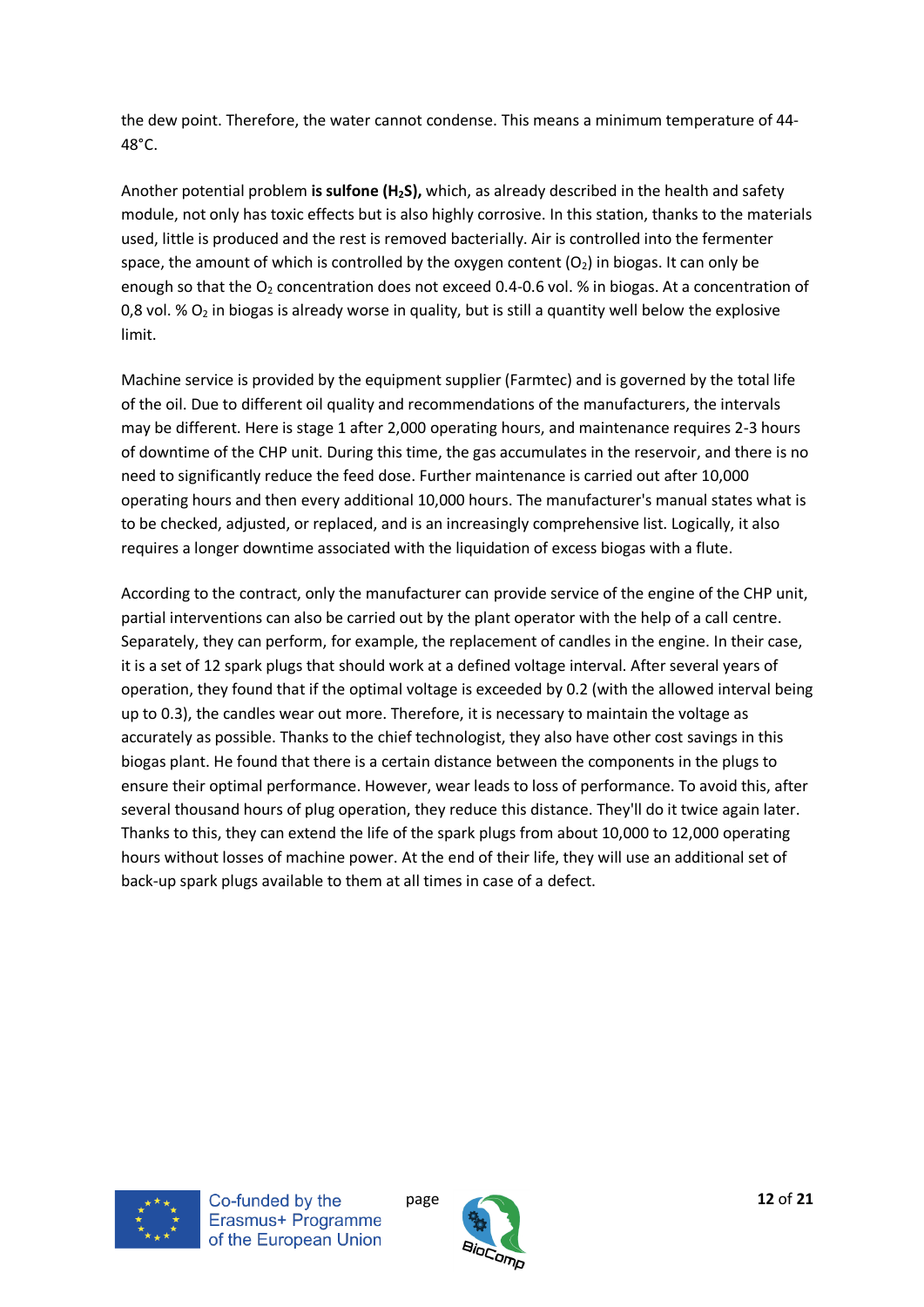the dew point. Therefore, the water cannot condense. This means a minimum temperature of 44-48°C.

Another potential problem **is sulfone ($H_2S$),** which, as already described in the health and safety module, not only has toxic effects but is also highly corrosive. In this station, thanks to the materials used, little is produced and the rest is removed bacterially. Air is controlled into the fermenter space, the amount of which is controlled by the oxygen content ($O_2$) in biogas. It can only be enough so that the $O_2$ concentration does not exceed 0.4-0.6 vol. % in biogas. At a concentration of 0,8 vol. % $O_2$ in biogas is already worse in quality, but is still a quantity well below the explosive limit.

Machine service is provided by the equipment supplier (Farmtec) and is governed by the total life of the oil. Due to different oil quality and recommendations of the manufacturers, the intervals may be different. Here is stage 1 after 2,000 operating hours, and maintenance requires 2-3 hours of downtime of the CHP unit. During this time, the gas accumulates in the reservoir, and there is no need to significantly reduce the feed dose. Further maintenance is carried out after 10,000 operating hours and then every additional 10,000 hours. The manufacturer's manual states what is to be checked, adjusted, or replaced, and is an increasingly comprehensive list. Logically, it also requires a longer downtime associated with the liquidation of excess biogas with a flute.

According to the contract, only the manufacturer can provide service of the engine of the CHP unit, partial interventions can also be carried out by the plant operator with the help of a call centre. Separately, they can perform, for example, the replacement of candles in the engine. In their case, it is a set of 12 spark plugs that should work at a defined voltage interval. After several years of operation, they found that if the optimal voltage is exceeded by 0.2 (with the allowed interval being up to 0.3), the candles wear out more. Therefore, it is necessary to maintain the voltage as accurately as possible. Thanks to the chief technologist, they also have other cost savings in this biogas plant. He found that there is a certain distance between the components in the plugs to ensure their optimal performance. However, wear leads to loss of performance. To avoid this, after several thousand hours of plug operation, they reduce this distance. They'll do it twice again later. Thanks to this, they can extend the life of the spark plugs from about 10,000 to 12,000 operating hours without losses of machine power. At the end of their life, they will use an additional set of back-up spark plugs available to them at all times in case of a defect.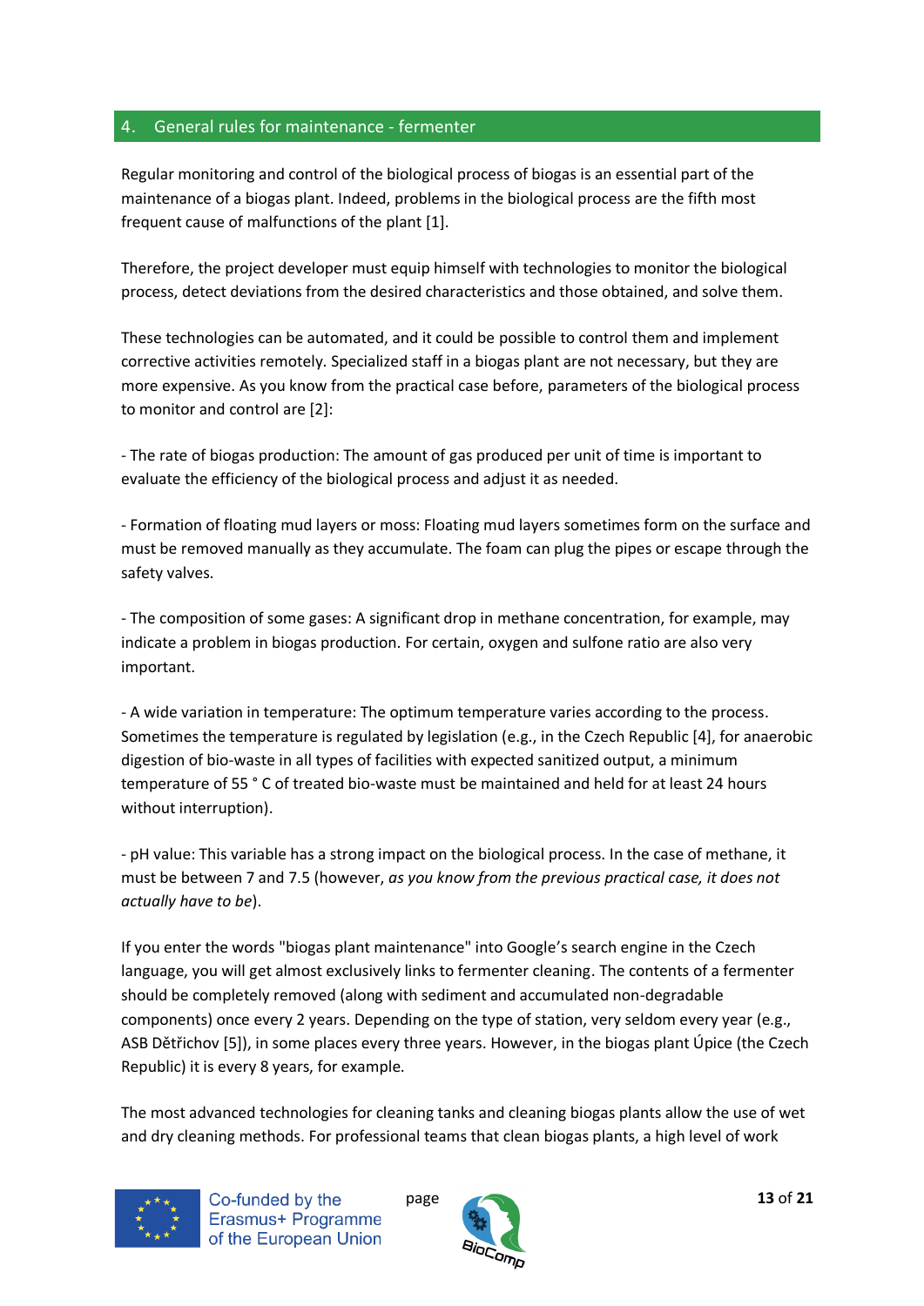## 4. General rules for maintenance - fermenter

Regular monitoring and control of the biological process of biogas is an essential part of the maintenance of a biogas plant. Indeed, problems in the biological process are the fifth most frequent cause of malfunctions of the plant [1].

Therefore, the project developer must equip himself with technologies to monitor the biological process, detect deviations from the desired characteristics and those obtained, and solve them.

These technologies can be automated, and it could be possible to control them and implement corrective activities remotely. Specialized staff in a biogas plant are not necessary, but they are more expensive. As you know from the practical case before, parameters of the biological process to monitor and control are [2]:

- The rate of biogas production: The amount of gas produced per unit of time is important to evaluate the efficiency of the biological process and adjust it as needed.

- Formation of floating mud layers or moss: Floating mud layers sometimes form on the surface and must be removed manually as they accumulate. The foam can plug the pipes or escape through the safety valves.

- The composition of some gases: A significant drop in methane concentration, for example, may indicate a problem in biogas production. For certain, oxygen and sulfone ratio are also very important.

- A wide variation in temperature: The optimum temperature varies according to the process. Sometimes the temperature is regulated by legislation (e.g., in the Czech Republic [4], for anaerobic digestion of bio-waste in all types of facilities with expected sanitized output, a minimum temperature of 55 ° C of treated bio-waste must be maintained and held for at least 24 hours without interruption).

- pH value: This variable has a strong impact on the biological process. In the case of methane, it must be between 7 and 7.5 (however, *as you know from the previous practical case, it does not actually have to be*).

If you enter the words "biogas plant maintenance" into Google's search engine in the Czech language, you will get almost exclusively links to fermenter cleaning. The contents of a fermenter should be completely removed (along with sediment and accumulated non-degradable components) once every 2 years. Depending on the type of station, very seldom every year (e.g., ASB Dětřichov [5]), in some places every three years. However, in the biogas plant Úpice (the Czech Republic) it is every 8 years, for example.

The most advanced technologies for cleaning tanks and cleaning biogas plants allow the use of wet and dry cleaning methods. For professional teams that clean biogas plants, a high level of work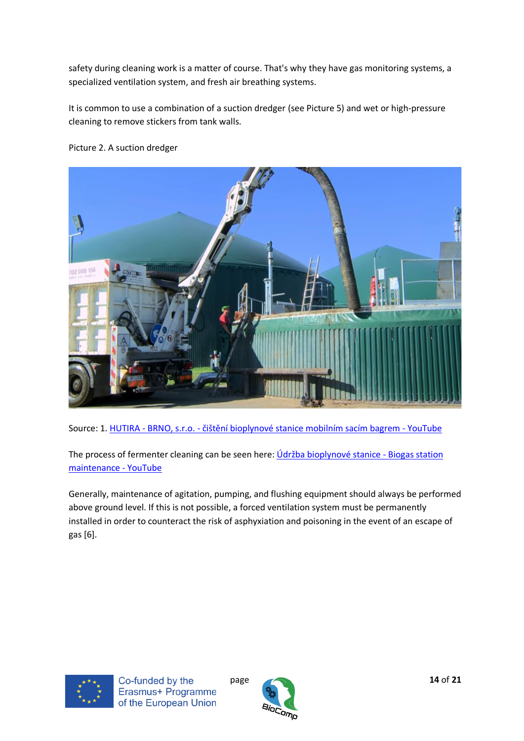safety during cleaning work is a matter of course. That's why they have gas monitoring systems, a specialized ventilation system, and fresh air breathing systems.

It is common to use a combination of a suction dredger (see Picture 5) and wet or high-pressure cleaning to remove stickers from tank walls.

Picture 2. A suction dredger

Source: 1. [HUTIRA - BRNO, s.r.o. - čištění bioplynové stanice mobilním sacím bagrem - YouTube]

The process of fermenter cleaning can be seen here: [Údržba bioplynové stanice - Biogas station maintenance - YouTube]

Generally, maintenance of agitation, pumping, and flushing equipment should always be performed above ground level. If this is not possible, a forced ventilation system must be permanently installed in order to counteract the risk of asphyxiation and poisoning in the event of an escape of gas [6].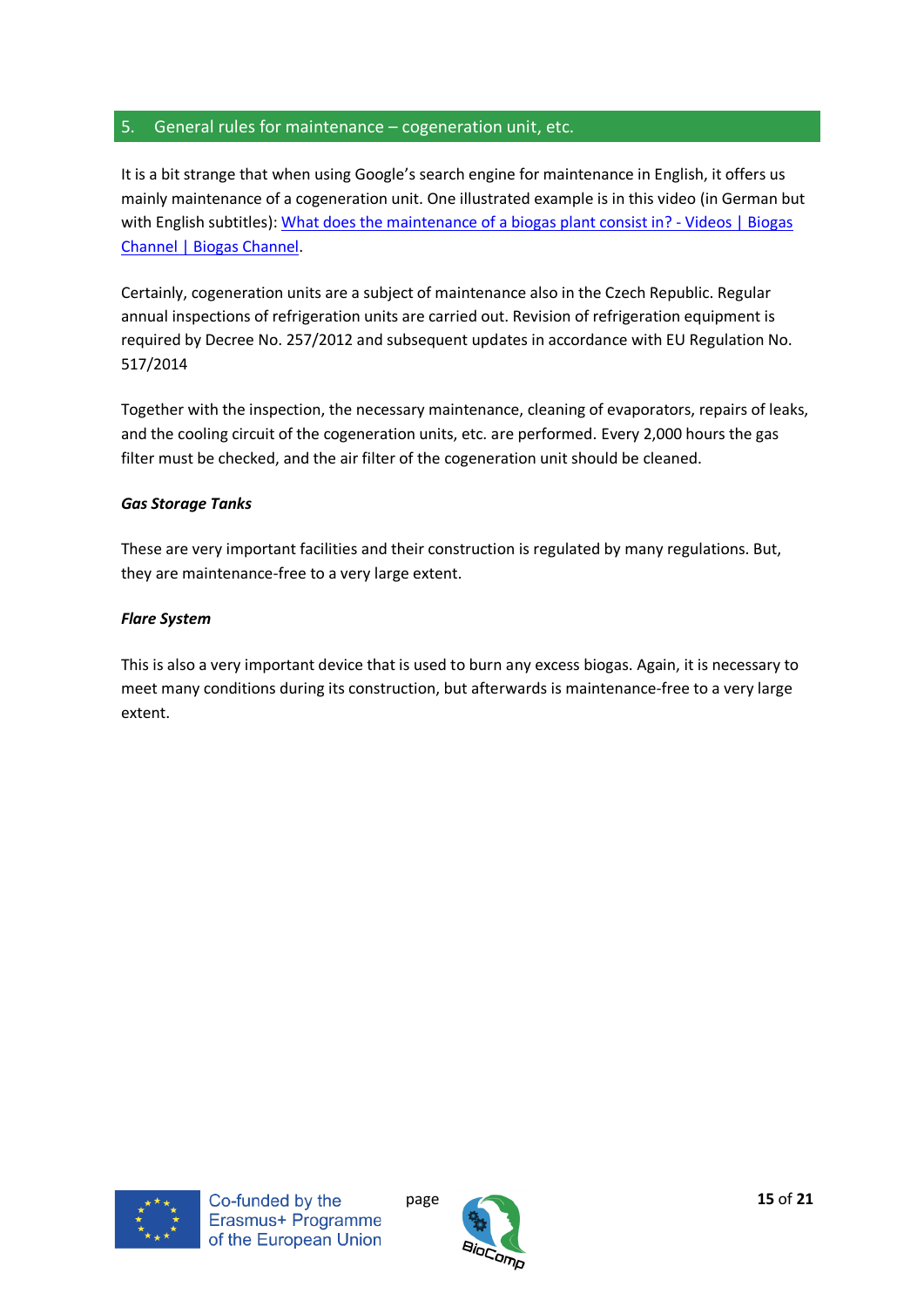## 5. General rules for maintenance – cogeneration unit, etc.

It is a bit strange that when using Google's search engine for maintenance in English, it offers us mainly maintenance of a cogeneration unit. One illustrated example is in this video (in German but with English subtitles): [What does the maintenance of a biogas plant consist in? - Videos | Biogas Channel | Biogas Channel]().

Certainly, cogeneration units are a subject of maintenance also in the Czech Republic. Regular annual inspections of refrigeration units are carried out. Revision of refrigeration equipment is required by Decree No. 257/2012 and subsequent updates in accordance with EU Regulation No. 517/2014

Together with the inspection, the necessary maintenance, cleaning of evaporators, repairs of leaks, and the cooling circuit of the cogeneration units, etc. are performed. Every 2,000 hours the gas filter must be checked, and the air filter of the cogeneration unit should be cleaned.

***Gas Storage Tanks***

These are very important facilities and their construction is regulated by many regulations. But, they are maintenance-free to a very large extent.

***Flare System***

This is also a very important device that is used to burn any excess biogas. Again, it is necessary to meet many conditions during its construction, but afterwards is maintenance-free to a very large extent.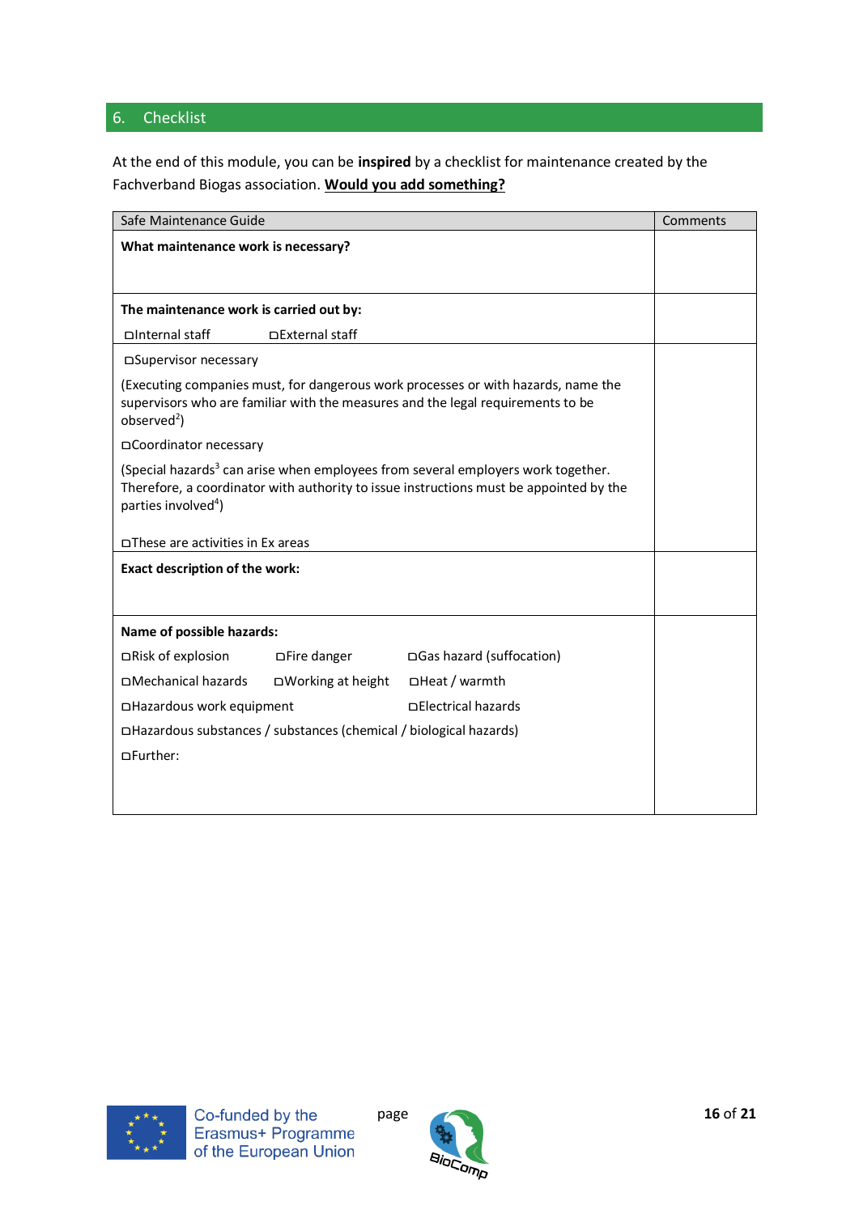## 6. Checklist

At the end of this module, you can be **inspired** by a checklist for maintenance created by the Fachverband Biogas association. **Would you add something?**

| Safe Maintenance Guide | Comments |
|---|---|
| **What maintenance work is necessary?** | |
| **The maintenance work is carried out by:**<br>☐Internal staff ☐External staff | |
| ☐Supervisor necessary<br>(Executing companies must, for dangerous work processes or with hazards, name the supervisors who are familiar with the measures and the legal requirements to be observed[2])<br>☐Coordinator necessary<br>(Special hazards[3] can arise when employees from several employers work together. Therefore, a coordinator with authority to issue instructions must be appointed by the parties involved[4])<br>☐These are activities in Ex areas | |
| **Exact description of the work:** | |
| **Name of possible hazards:**<br>☐Risk of explosion ☐Fire danger ☐Gas hazard (suffocation)<br>☐Mechanical hazards ☐Working at height ☐Heat / warmth<br>☐Hazardous work equipment ☐Electrical hazards<br>☐Hazardous substances / substances (chemical / biological hazards)<br>☐Further: | |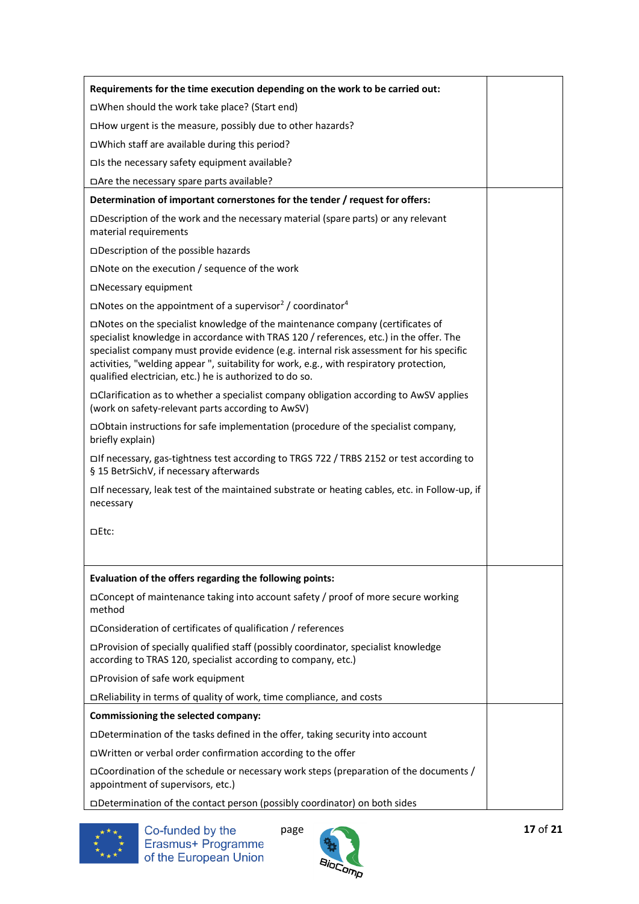| | |
|---|---|
| **Requirements for the time execution depending on the work to be carried out:**<br>□When should the work take place? (Start end)<br>□How urgent is the measure, possibly due to other hazards?<br>□Which staff are available during this period?<br>□Is the necessary safety equipment available?<br>□Are the necessary spare parts available? | |
| **Determination of important cornerstones for the tender / request for offers:**<br>□Description of the work and the necessary material (spare parts) or any relevant material requirements<br>□Description of the possible hazards<br>□Note on the execution / sequence of the work<br>□Necessary equipment<br>□Notes on the appointment of a supervisor[2] / coordinator[4]<br>□Notes on the specialist knowledge of the maintenance company (certificates of specialist knowledge in accordance with TRAS 120 / references, etc.) in the offer. The specialist company must provide evidence (e.g. internal risk assessment for his specific activities, "welding appear ", suitability for work, e.g., with respiratory protection, qualified electrician, etc.) he is authorized to do so.<br>□Clarification as to whether a specialist company obligation according to AwSV applies (work on safety-relevant parts according to AwSV)<br>□Obtain instructions for safe implementation (procedure of the specialist company, briefly explain)<br>□If necessary, gas-tightness test according to TRGS 722 / TRBS 2152 or test according to § 15 BetrSichV, if necessary afterwards<br>□If necessary, leak test of the maintained substrate or heating cables, etc. in Follow-up, if necessary<br>□Etc: | |
| **Evaluation of the offers regarding the following points:**<br>□Concept of maintenance taking into account safety / proof of more secure working method<br>□Consideration of certificates of qualification / references<br>□Provision of specially qualified staff (possibly coordinator, specialist knowledge according to TRAS 120, specialist according to company, etc.)<br>□Provision of safe work equipment<br>□Reliability in terms of quality of work, time compliance, and costs | |
| **Commissioning the selected company:**<br>□Determination of the tasks defined in the offer, taking security into account<br>□Written or verbal order confirmation according to the offer<br>□Coordination of the schedule or necessary work steps (preparation of the documents / appointment of supervisors, etc.)<br>□Determination of the contact person (possibly coordinator) on both sides | |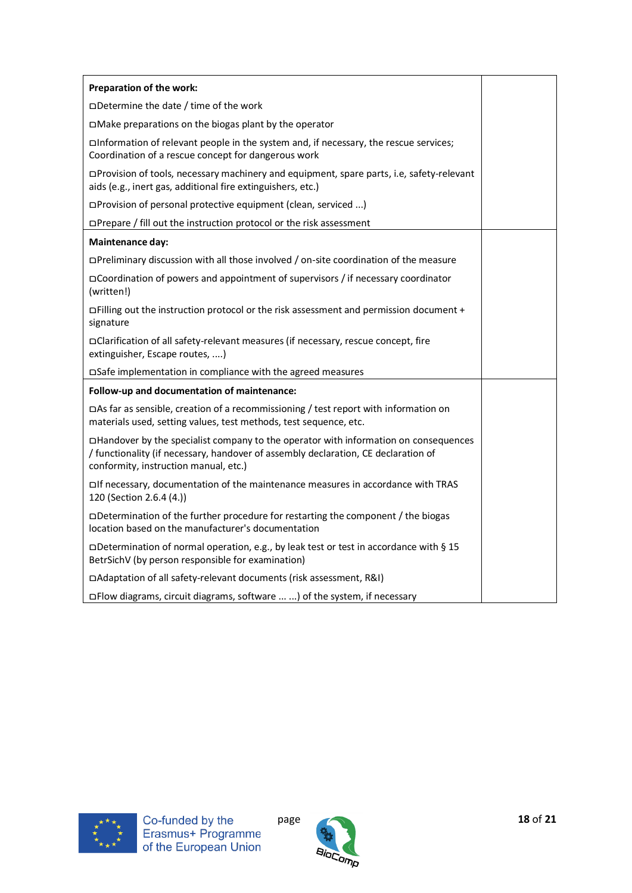| Preparation of the work: | |
|---|---|
| ◻Determine the date / time of the work<br>◻Make preparations on the biogas plant by the operator<br>◻Information of relevant people in the system and, if necessary, the rescue services; Coordination of a rescue concept for dangerous work<br>◻Provision of tools, necessary machinery and equipment, spare parts, i.e, safety-relevant aids (e.g., inert gas, additional fire extinguishers, etc.)<br>◻Provision of personal protective equipment (clean, serviced ...)<br>◻Prepare / fill out the instruction protocol or the risk assessment | |
| **Maintenance day:**<br>◻Preliminary discussion with all those involved / on-site coordination of the measure<br>◻Coordination of powers and appointment of supervisors / if necessary coordinator (written!)<br>◻Filling out the instruction protocol or the risk assessment and permission document + signature<br>◻Clarification of all safety-relevant measures (if necessary, rescue concept, fire extinguisher, Escape routes, ....)<br>◻Safe implementation in compliance with the agreed measures | |
| **Follow-up and documentation of maintenance:**<br>◻As far as sensible, creation of a recommissioning / test report with information on materials used, setting values, test methods, test sequence, etc.<br>◻Handover by the specialist company to the operator with information on consequences / functionality (if necessary, handover of assembly declaration, CE declaration of conformity, instruction manual, etc.)<br>◻If necessary, documentation of the maintenance measures in accordance with TRAS 120 (Section 2.6.4 (4.))<br>◻Determination of the further procedure for restarting the component / the biogas location based on the manufacturer's documentation<br>◻Determination of normal operation, e.g., by leak test or test in accordance with § 15 BetrSichV (by person responsible for examination)<br>◻Adaptation of all safety-relevant documents (risk assessment, R&I)<br>◻Flow diagrams, circuit diagrams, software ... ...) of the system, if necessary | |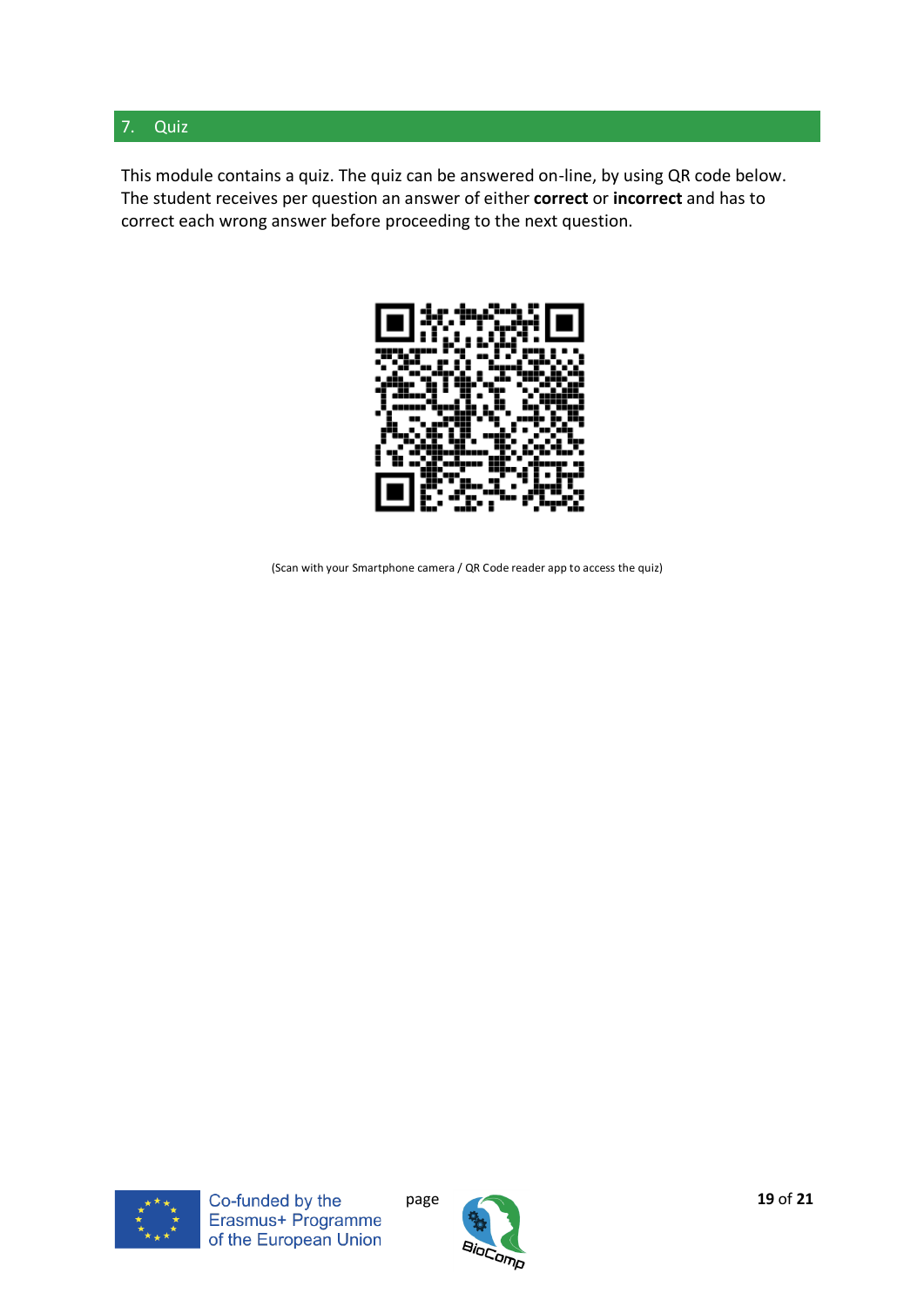## 7. Quiz

This module contains a quiz. The quiz can be answered on-line, by using QR code below. The student receives per question an answer of either **correct** or **incorrect** and has to correct each wrong answer before proceeding to the next question.

(Scan with your Smartphone camera / QR Code reader app to access the quiz)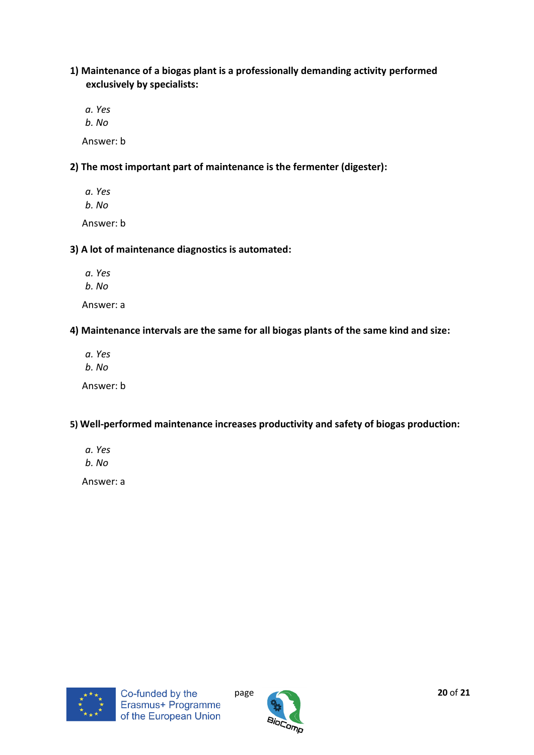**1) Maintenance of a biogas plant is a professionally demanding activity performed exclusively by specialists:**

*a. Yes*
*b. No*

Answer: b

**2) The most important part of maintenance is the fermenter (digester):**

*a. Yes*
*b. No*

Answer: b

**3) A lot of maintenance diagnostics is automated:**

*a. Yes*
*b. No*

Answer: a

**4) Maintenance intervals are the same for all biogas plants of the same kind and size:**

*a. Yes*
*b. No*

Answer: b

**5) Well-performed maintenance increases productivity and safety of biogas production:**

*a. Yes*
*b. No*

Answer: a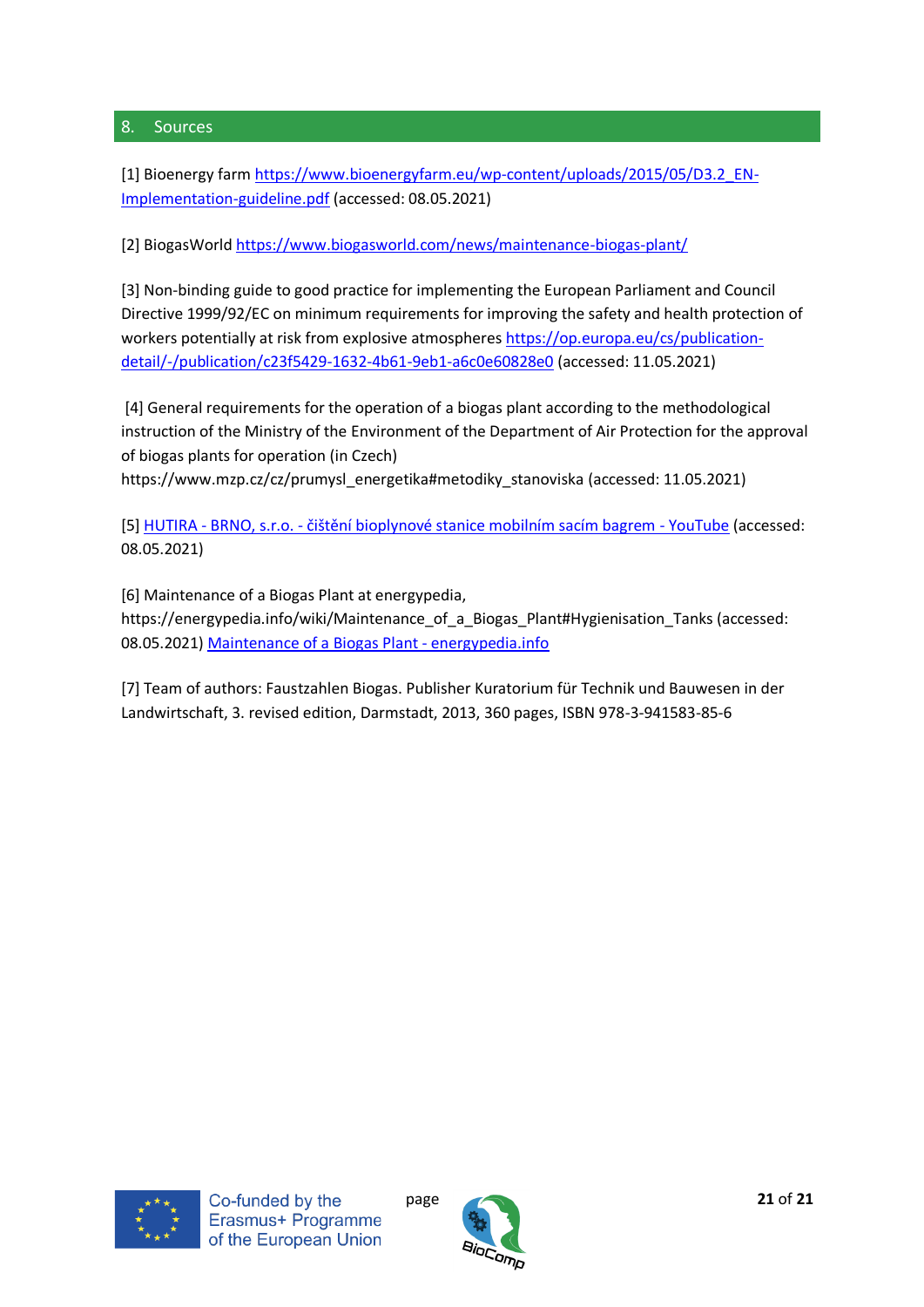## 8. Sources

[1] Bioenergy farm https://www.bioenergyfarm.eu/wp-content/uploads/2015/05/D3.2_EN-Implementation-guideline.pdf (accessed: 08.05.2021)

[2] BiogasWorld https://www.biogasworld.com/news/maintenance-biogas-plant/

[3] Non-binding guide to good practice for implementing the European Parliament and Council Directive 1999/92/EC on minimum requirements for improving the safety and health protection of workers potentially at risk from explosive atmospheres https://op.europa.eu/cs/publication-detail/-/publication/c23f5429-1632-4b61-9eb1-a6c0e60828e0 (accessed: 11.05.2021)

[4] General requirements for the operation of a biogas plant according to the methodological instruction of the Ministry of the Environment of the Department of Air Protection for the approval of biogas plants for operation (in Czech) https://www.mzp.cz/cz/prumysl_energetika#metodiky_stanoviska (accessed: 11.05.2021)

[5] HUTIRA - BRNO, s.r.o. - čištění bioplynové stanice mobilním sacím bagrem - YouTube (accessed: 08.05.2021)

[6] Maintenance of a Biogas Plant at energypedia, https://energypedia.info/wiki/Maintenance_of_a_Biogas_Plant#Hygienisation_Tanks (accessed: 08.05.2021) Maintenance of a Biogas Plant - energypedia.info

[7] Team of authors: Faustzahlen Biogas. Publisher Kuratorium für Technik und Bauwesen in der Landwirtschaft, 3. revised edition, Darmstadt, 2013, 360 pages, ISBN 978-3-941583-85-6